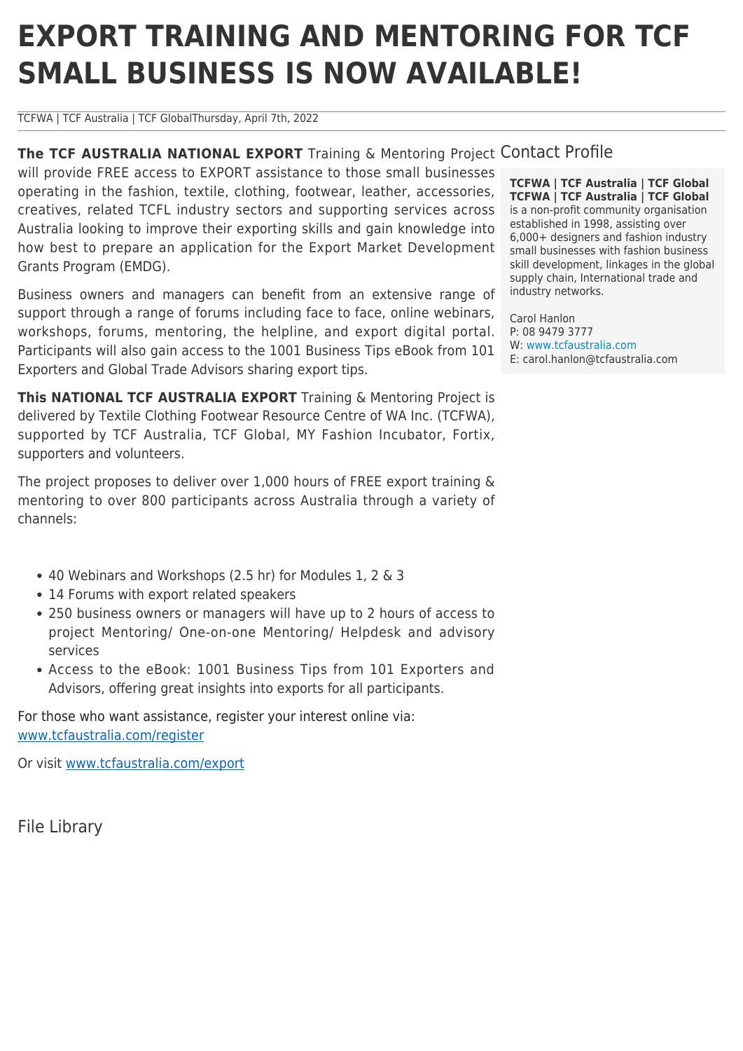# EXPORT TRAINING AND MENTORING FOR TCF SMALL BUSINESS IS NOW AVAILABLE!

TCFWA | TCF Australia | TCF GlobalThursday, April 7th, 2022

**The TCF AUSTRALIA NATIONAL EXPORT** Training & Mentoring Project will provide FREE access to EXPORT assistance to those small businesses operating in the fashion, textile, clothing, footwear, leather, accessories, creatives, related TCFL industry sectors and supporting services across Australia looking to improve their exporting skills and gain knowledge into how best to prepare an application for the Export Market Development Grants Program (EMDG).

Business owners and managers can benefit from an extensive range of support through a range of forums including face to face, online webinars, workshops, forums, mentoring, the helpline, and export digital portal. Participants will also gain access to the 1001 Business Tips eBook from 101 Exporters and Global Trade Advisors sharing export tips.

**This NATIONAL TCF AUSTRALIA EXPORT** Training & Mentoring Project is delivered by Textile Clothing Footwear Resource Centre of WA Inc. (TCFWA), supported by TCF Australia, TCF Global, MY Fashion Incubator, Fortix, supporters and volunteers.

The project proposes to deliver over 1,000 hours of FREE export training & mentoring to over 800 participants across Australia through a variety of channels:

- 40 Webinars and Workshops (2.5 hr) for Modules 1, 2 & 3
- 14 Forums with export related speakers
- 250 business owners or managers will have up to 2 hours of access to project Mentoring/ One-on-one Mentoring/ Helpdesk and advisory services
- Access to the eBook: 1001 Business Tips from 101 Exporters and Advisors, offering great insights into exports for all participants.

For those who want assistance, register your interest online via: www.tcfaustralia.com/register

Or visit www.tcfaustralia.com/export

## Contact Profile

**TCFWA | TCF Australia | TCF Global**
**TCFWA | TCF Australia | TCF Global** is a non-profit community organisation established in 1998, assisting over 6,000+ designers and fashion industry small businesses with fashion business skill development, linkages in the global supply chain, International trade and industry networks.

Carol Hanlon
P: 08 9479 3777
W: www.tcfaustralia.com
E: carol.hanlon@tcfaustralia.com

## File Library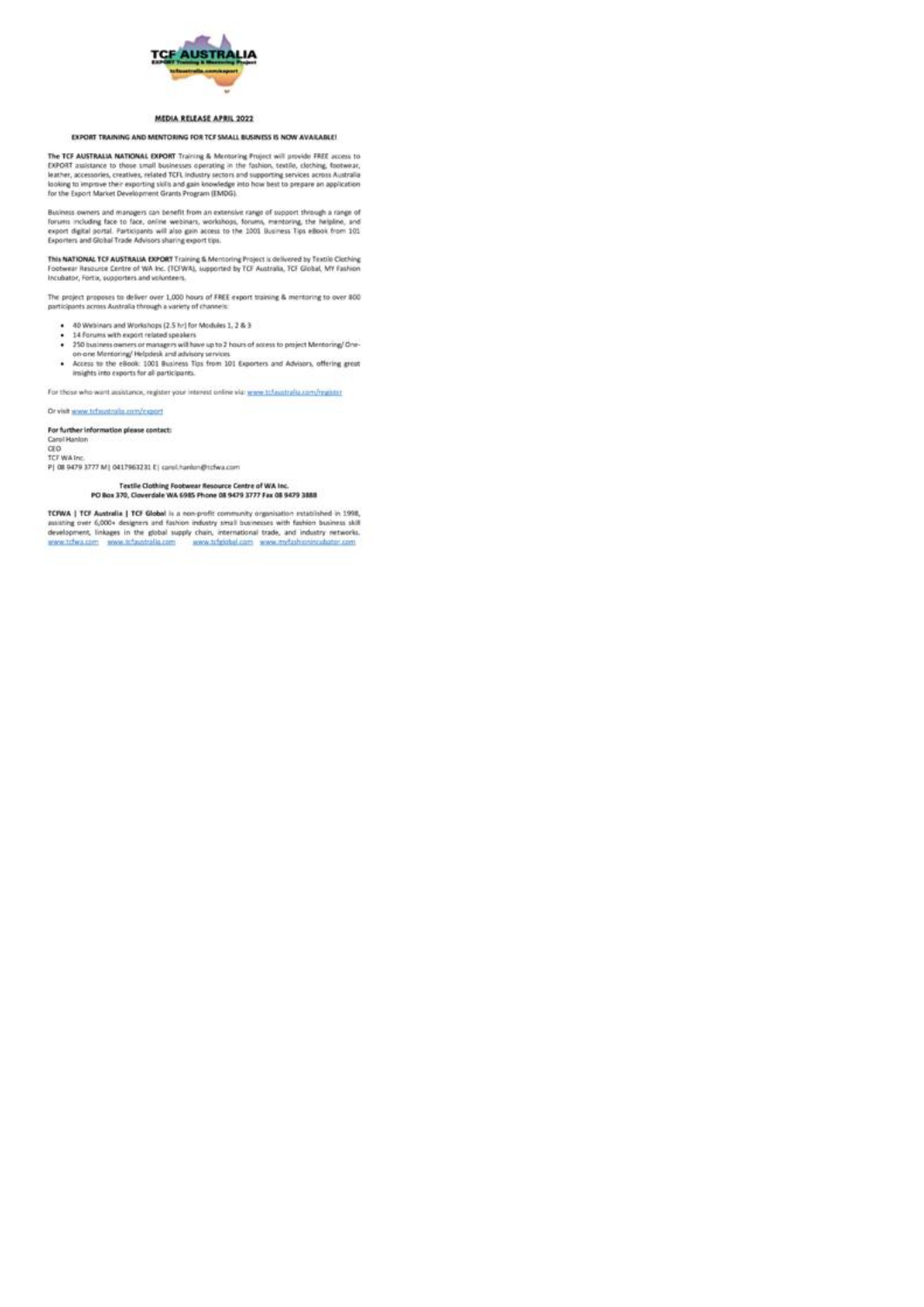TCF AUSTRALIA
EXPORT Training & Mentoring Project
tcfaustralia.com/export

**MEDIA RELEASE APRIL 2022**

**EXPORT TRAINING AND MENTORING FOR TCF SMALL BUSINESS IS NOW AVAILABLE!**

**The TCF AUSTRALIA NATIONAL EXPORT** Training & Mentoring Project will provide FREE access to EXPORT assistance to those small businesses operating in the fashion, textile, clothing, footwear, leather, accessories, creatives, related TCFL industry sectors and supporting services across Australia looking to improve their exporting skills and gain knowledge into how best to prepare an application for the Export Market Development Grants Program (EMDG).

Business owners and managers can benefit from an extensive range of support through a range of forums including face to face, online webinars, workshops, forums, mentoring, the helpline, and export digital portal. Participants will also gain access to the 1001 Business Tips eBook from 101 Exporters and Global Trade Advisors sharing export tips.

**This NATIONAL TCF AUSTRALIA EXPORT** Training & Mentoring Project is delivered by Textile Clothing Footwear Resource Centre of WA Inc. (TCFWA), supported by TCF Australia, TCF Global, MY Fashion Incubator, Fortix, supporters and volunteers.

The project proposes to deliver over 1,000 hours of FREE export training & mentoring to over 800 participants across Australia through a variety of channels:

- 40 Webinars and Workshops (2.5 hr) for Modules 1, 2 & 3
- 14 Forums with export related speakers
- 250 business owners or managers will have up to 2 hours of access to project Mentoring/ One-on-one Mentoring/ Helpdesk and advisory services
- Access to the eBook: 1001 Business Tips from 101 Exporters and Advisors, offering great insights into exports for all participants.

For those who want assistance, register your interest online via: www.tcfaustralia.com/register

Or visit www.tcfaustralia.com/export

**For further information please contact:**
Carol Hanlon
CEO
TCF WA Inc.
P| 08 9479 3777 M| 0417963231 E| carol.hanlon@tcfwa.com

**Textile Clothing Footwear Resource Centre of WA Inc.**
**PO Box 370, Cloverdale WA 6985 Phone 08 9479 3777 Fax 08 9479 3888**

**TCFWA | TCF Australia | TCF Global** is a non-profit community organisation established in 1998, assisting over 6,000+ designers and fashion industry small businesses with fashion business skill development, linkages in the global supply chain, international trade, and industry networks. www.tcfwa.com www.tcfaustralia.com www.tcfglobal.com www.myfashionincubator.com